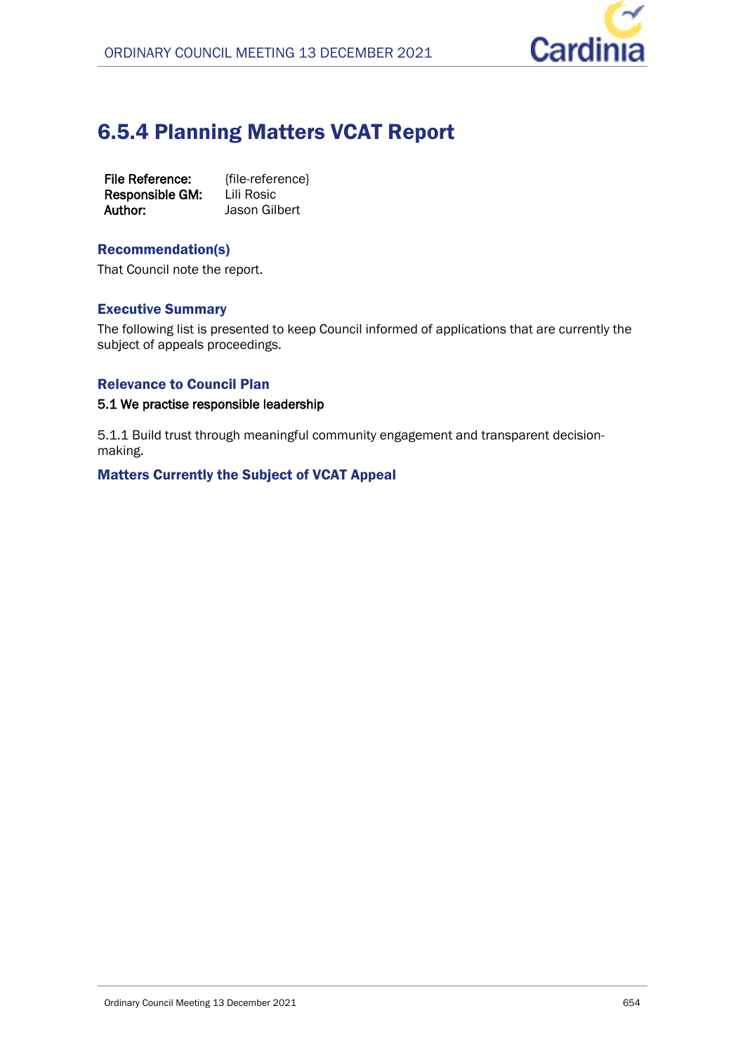# 6.5.4 Planning Matters VCAT Report

**File Reference:** {file-reference}
**Responsible GM:** Lili Rosic
**Author:** Jason Gilbert

## Recommendation(s)

That Council note the report.

## Executive Summary

The following list is presented to keep Council informed of applications that are currently the subject of appeals proceedings.

## Relevance to Council Plan

5.1 We practise responsible leadership

5.1.1 Build trust through meaningful community engagement and transparent decision-making.

## Matters Currently the Subject of VCAT Appeal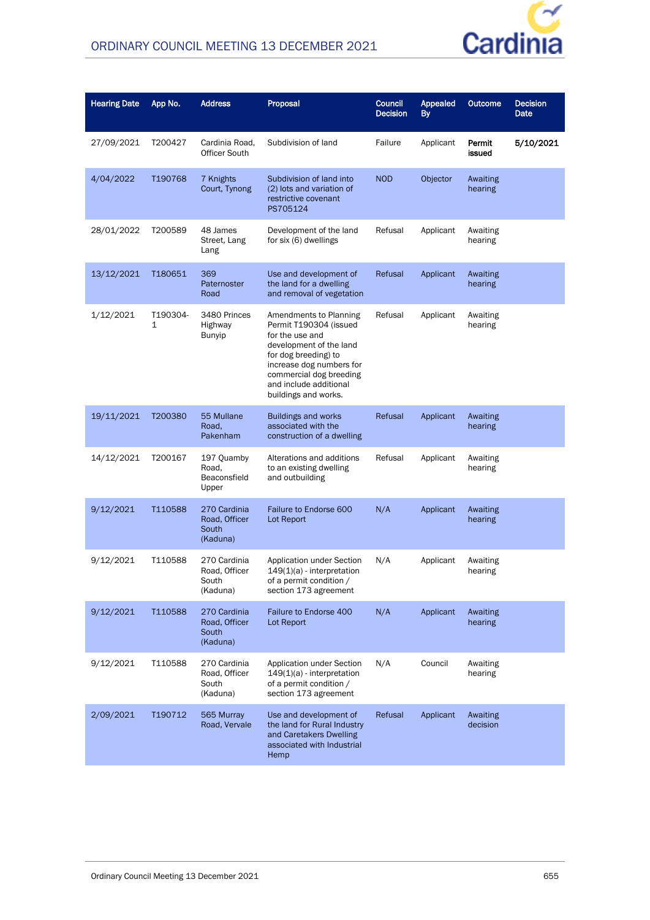| Hearing Date | App No. | Address | Proposal | Council Decision | Appealed By | Outcome | Decision Date |
|---|---|---|---|---|---|---|---|
| 27/09/2021 | T200427 | Cardinia Road, Officer South | Subdivision of land | Failure | Applicant | **Permit issued** | **5/10/2021** |
| 4/04/2022 | T190768 | 7 Knights Court, Tynong | Subdivision of land into (2) lots and variation of restrictive covenant PS705124 | NOD | Objector | Awaiting hearing | |
| 28/01/2022 | T200589 | 48 James Street, Lang Lang | Development of the land for six (6) dwellings | Refusal | Applicant | Awaiting hearing | |
| 13/12/2021 | T180651 | 369 Paternoster Road | Use and development of the land for a dwelling and removal of vegetation | Refusal | Applicant | Awaiting hearing | |
| 1/12/2021 | T190304-1 | 3480 Princes Highway Bunyip | Amendments to Planning Permit T190304 (issued for the use and development of the land for dog breeding) to increase dog numbers for commercial dog breeding and include additional buildings and works. | Refusal | Applicant | Awaiting hearing | |
| 19/11/2021 | T200380 | 55 Mullane Road, Pakenham | Buildings and works associated with the construction of a dwelling | Refusal | Applicant | Awaiting hearing | |
| 14/12/2021 | T200167 | 197 Quamby Road, Beaconsfield Upper | Alterations and additions to an existing dwelling and outbuilding | Refusal | Applicant | Awaiting hearing | |
| 9/12/2021 | T110588 | 270 Cardinia Road, Officer South (Kaduna) | Failure to Endorse 600 Lot Report | N/A | Applicant | Awaiting hearing | |
| 9/12/2021 | T110588 | 270 Cardinia Road, Officer South (Kaduna) | Application under Section 149(1)(a) - interpretation of a permit condition / section 173 agreement | N/A | Applicant | Awaiting hearing | |
| 9/12/2021 | T110588 | 270 Cardinia Road, Officer South (Kaduna) | Failure to Endorse 400 Lot Report | N/A | Applicant | Awaiting hearing | |
| 9/12/2021 | T110588 | 270 Cardinia Road, Officer South (Kaduna) | Application under Section 149(1)(a) - interpretation of a permit condition / section 173 agreement | N/A | Council | Awaiting hearing | |
| 2/09/2021 | T190712 | 565 Murray Road, Vervale | Use and development of the land for Rural Industry and Caretakers Dwelling associated with Industrial Hemp | Refusal | Applicant | Awaiting decision | |